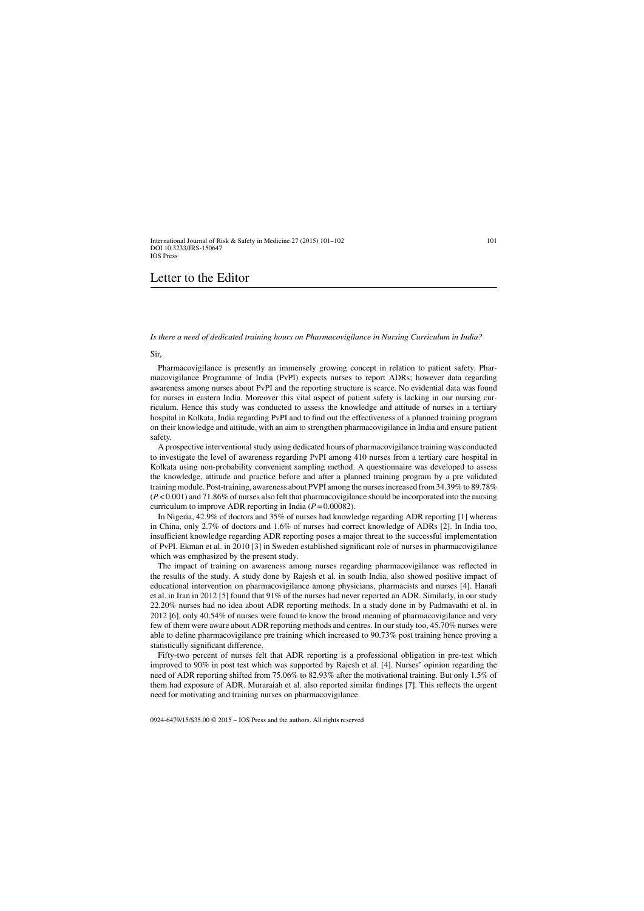# Letter to the Editor

*Is there a need of dedicated training hours on Pharmacovigilance in Nursing Curriculum in India?*

Sir,

Pharmacovigilance is presently an immensely growing concept in relation to patient safety. Pharmacovigilance Programme of India (PvPI) expects nurses to report ADRs; however data regarding awareness among nurses about PvPI and the reporting structure is scarce. No evidential data was found for nurses in eastern India. Moreover this vital aspect of patient safety is lacking in our nursing curriculum. Hence this study was conducted to assess the knowledge and attitude of nurses in a tertiary hospital in Kolkata, India regarding PvPI and to find out the effectiveness of a planned training program on their knowledge and attitude, with an aim to strengthen pharmacovigilance in India and ensure patient safety.

A prospective interventional study using dedicated hours of pharmacovigilance training was conducted to investigate the level of awareness regarding PvPI among 410 nurses from a tertiary care hospital in Kolkata using non-probability convenient sampling method. A questionnaire was developed to assess the knowledge, attitude and practice before and after a planned training program by a pre validated training module. Post-training, awareness about PVPI among the nurses increased from 34.39% to 89.78% ($P < 0.001$) and 71.86% of nurses also felt that pharmacovigilance should be incorporated into the nursing curriculum to improve ADR reporting in India ($P = 0.00082$).

In Nigeria, 42.9% of doctors and 35% of nurses had knowledge regarding ADR reporting [1] whereas in China, only 2.7% of doctors and 1.6% of nurses had correct knowledge of ADRs [2]. In India too, insufficient knowledge regarding ADR reporting poses a major threat to the successful implementation of PvPI. Ekman et al. in 2010 [3] in Sweden established significant role of nurses in pharmacovigilance which was emphasized by the present study.

The impact of training on awareness among nurses regarding pharmacovigilance was reflected in the results of the study. A study done by Rajesh et al. in south India, also showed positive impact of educational intervention on pharmacovigilance among physicians, pharmacists and nurses [4]. Hanafi et al. in Iran in 2012 [5] found that 91% of the nurses had never reported an ADR. Similarly, in our study 22.20% nurses had no idea about ADR reporting methods. In a study done in by Padmavathi et al. in 2012 [6], only 40.54% of nurses were found to know the broad meaning of pharmacovigilance and very few of them were aware about ADR reporting methods and centres. In our study too, 45.70% nurses were able to define pharmacovigilance pre training which increased to 90.73% post training hence proving a statistically significant difference.

Fifty-two percent of nurses felt that ADR reporting is a professional obligation in pre-test which improved to 90% in post test which was supported by Rajesh et al. [4]. Nurses' opinion regarding the need of ADR reporting shifted from 75.06% to 82.93% after the motivational training. But only 1.5% of them had exposure of ADR. Muraraiah et al. also reported similar findings [7]. This reflects the urgent need for motivating and training nurses on pharmacovigilance.

0924-6479/15/$35.00 © 2015 – IOS Press and the authors. All rights reserved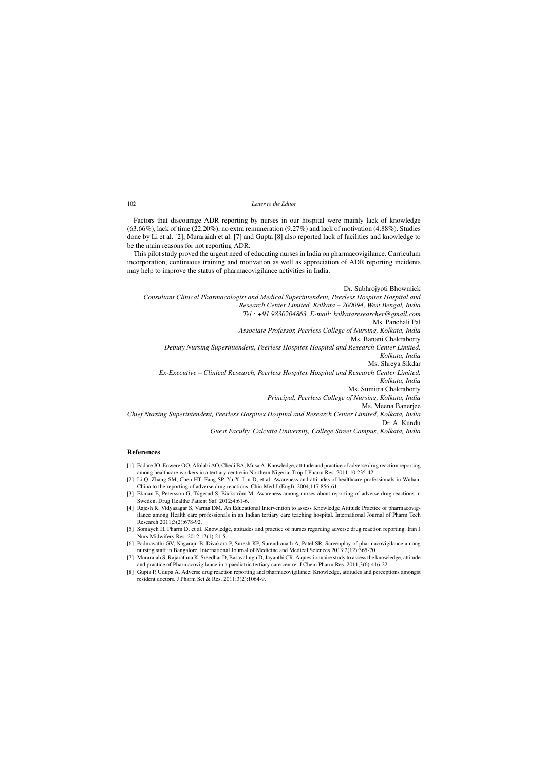Factors that discourage ADR reporting by nurses in our hospital were mainly lack of knowledge (63.66%), lack of time (22.20%), no extra remuneration (9.27%) and lack of motivation (4.88%). Studies done by Li et al. [2], Muraraiah et al. [7] and Gupta [8] also reported lack of facilities and knowledge to be the main reasons for not reporting ADR.

This pilot study proved the urgent need of educating nurses in India on pharmacovigilance. Curriculum incorporation, continuous training and motivation as well as appreciation of ADR reporting incidents may help to improve the status of pharmacovigilance activities in India.

Dr. Subhrojyoti Bhowmick
*Consultant Clinical Pharmacologist and Medical Superintendent, Peerless Hospitex Hospital and Research Center Limited, Kolkata – 700094, West Bengal, India*
*Tel.: +91 9830204863, E-mail: kolkataresearcher@gmail.com*

Ms. Panchali Pal
*Associate Professor, Peerless College of Nursing, Kolkata, India*

Ms. Banani Chakraborty
*Deputy Nursing Superintendent, Peerless Hospitex Hospital and Research Center Limited, Kolkata, India*

Ms. Shreya Sikdar
*Ex-Executive – Clinical Research, Peerless Hospitex Hospital and Research Center Limited, Kolkata, India*

Ms. Sumitra Chakraborty
*Principal, Peerless College of Nursing, Kolkata, India*

Ms. Meena Banerjee
*Chief Nursing Superintendent, Peerless Hospitex Hospital and Research Center Limited, Kolkata, India*

Dr. A. Kundu
*Guest Faculty, Calcutta University, College Street Campus, Kolkata, India*

## References

[1] Fadare JO, Enwere OO, Afolabi AO, Chedi BA, Musa A. Knowledge, attitude and practice of adverse drug reaction reporting among healthcare workers in a tertiary centre in Northern Nigeria. Trop J Pharm Res. 2011;10:235-42.

[2] Li Q, Zhang SM, Chen HT, Fang SP, Yu X, Liu D, et al. Awareness and attitudes of healthcare professionals in Wuhan, China to the reporting of adverse drug reactions. Chin Med J (Engl). 2004;117:856-61.

[3] Ekman E, Petersson G, Tågerud S, Bäckström M. Awareness among nurses about reporting of adverse drug reactions in Sweden. Drug Healthc Patient Saf. 2012;4:61-6.

[4] Rajesh R, Vidyasagar S, Varma DM. An Educational Intervention to assess Knowledge Attitude Practice of pharmacovigilance among Health care professionals in an Indian tertiary care teaching hospital. International Journal of Pharm Tech Research 2011;3(2):678-92.

[5] Somayeh H, Pharm D, et al. Knowledge, attitudes and practice of nurses regarding adverse drug reaction reporting. Iran J Nurs Midwifery Res. 2012;17(1):21-5.

[6] Padmavathi GV, Nagaraju B, Divakara P, Suresh KP, Surendranath A, Patel SR. Screenplay of pharmacovigilance among nursing staff in Bangalore. International Journal of Medicine and Medical Sciences 2013;2(12):365-70.

[7] Muraraiah S, Rajarathna K, Sreedhar D, Basavalingu D, Jayanthi CR. A questionnaire study to assess the knowledge, attitude and practice of Pharmacovigilance in a paediatric tertiary care centre. J Chem Pharm Res. 2011;3(6):416-22.

[8] Gupta P, Udupa A. Adverse drug reaction reporting and pharmacovigilance: Knowledge, attitudes and perceptions amongst resident doctors. J Pharm Sci & Res. 2011;3(2):1064-9.